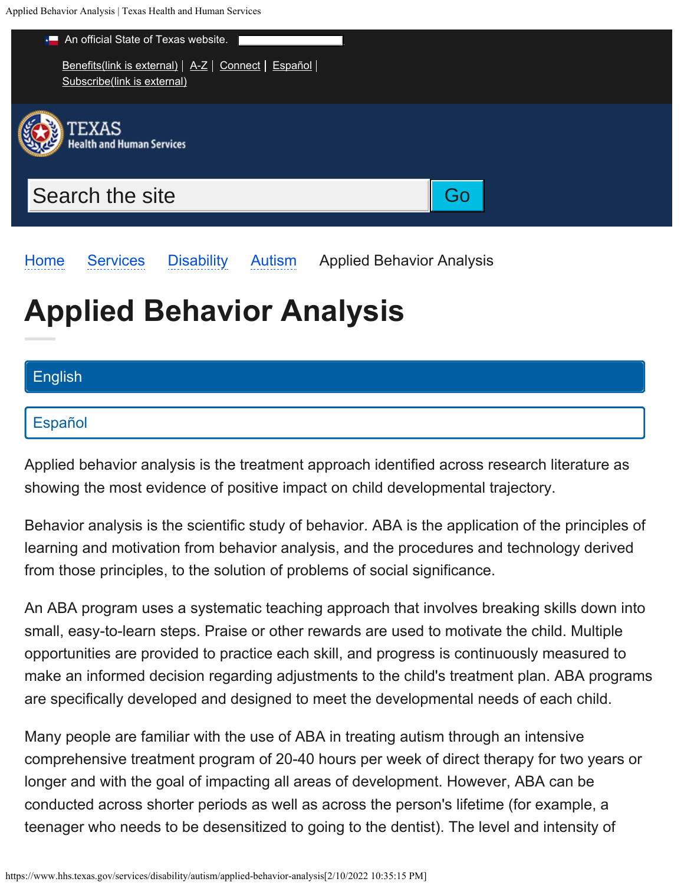An official State of Texas website.

Benefits(link is external) | A-Z | Connect | Español | Subscribe(link is external)

TEXAS Health and Human Services

Search the site Go

Home Services Disability Autism Applied Behavior Analysis

# Applied Behavior Analysis

English

Español

Applied behavior analysis is the treatment approach identified across research literature as showing the most evidence of positive impact on child developmental trajectory.

Behavior analysis is the scientific study of behavior. ABA is the application of the principles of learning and motivation from behavior analysis, and the procedures and technology derived from those principles, to the solution of problems of social significance.

An ABA program uses a systematic teaching approach that involves breaking skills down into small, easy-to-learn steps. Praise or other rewards are used to motivate the child. Multiple opportunities are provided to practice each skill, and progress is continuously measured to make an informed decision regarding adjustments to the child's treatment plan. ABA programs are specifically developed and designed to meet the developmental needs of each child.

Many people are familiar with the use of ABA in treating autism through an intensive comprehensive treatment program of 20-40 hours per week of direct therapy for two years or longer and with the goal of impacting all areas of development. However, ABA can be conducted across shorter periods as well as across the person's lifetime (for example, a teenager who needs to be desensitized to going to the dentist). The level and intensity of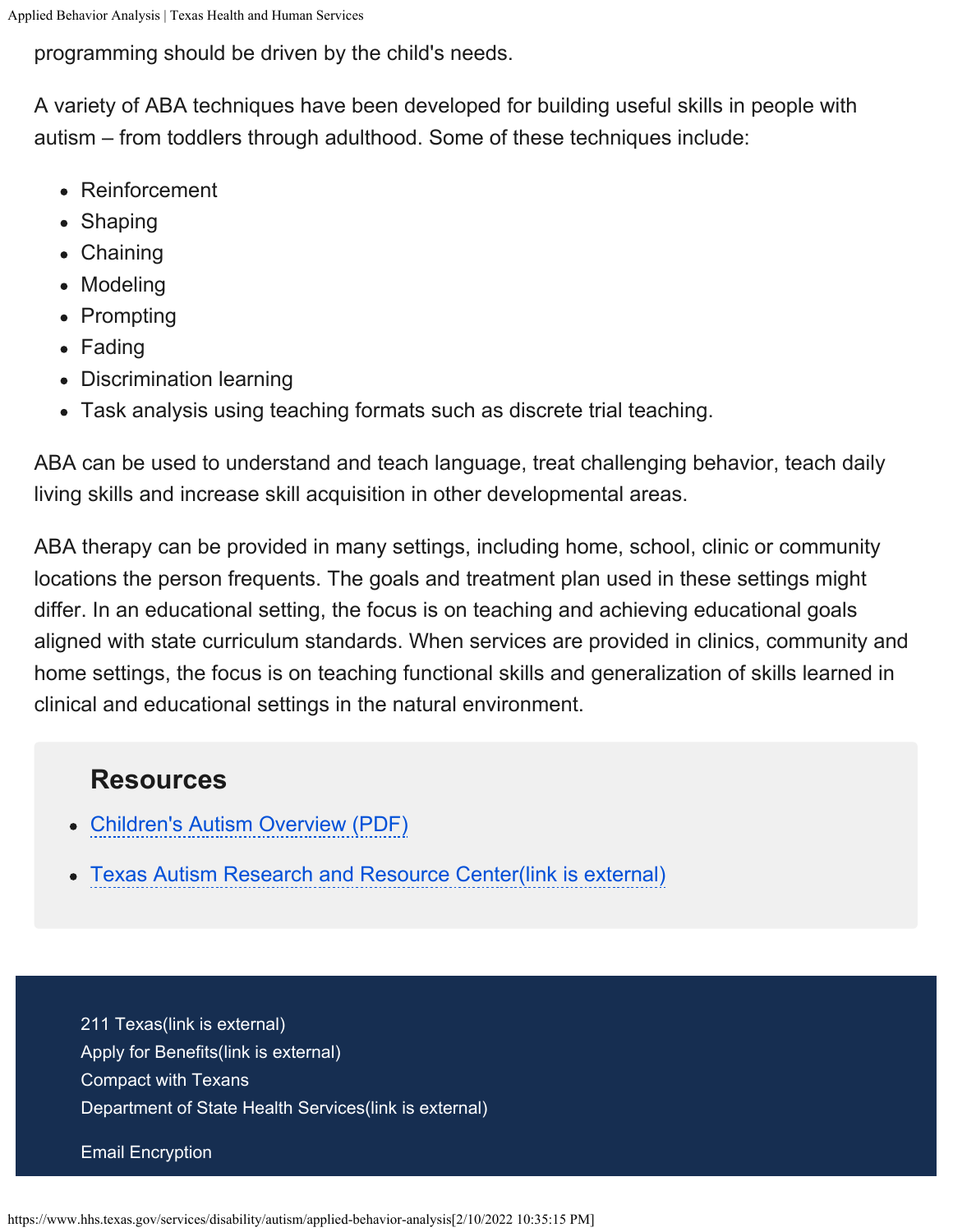programming should be driven by the child's needs.

A variety of ABA techniques have been developed for building useful skills in people with autism – from toddlers through adulthood. Some of these techniques include:

- Reinforcement
- Shaping
- Chaining
- Modeling
- Prompting
- Fading
- Discrimination learning
- Task analysis using teaching formats such as discrete trial teaching.

ABA can be used to understand and teach language, treat challenging behavior, teach daily living skills and increase skill acquisition in other developmental areas.

ABA therapy can be provided in many settings, including home, school, clinic or community locations the person frequents. The goals and treatment plan used in these settings might differ. In an educational setting, the focus is on teaching and achieving educational goals aligned with state curriculum standards. When services are provided in clinics, community and home settings, the focus is on teaching functional skills and generalization of skills learned in clinical and educational settings in the natural environment.

## Resources

- Children's Autism Overview (PDF)
- Texas Autism Research and Resource Center(link is external)

211 Texas(link is external)
Apply for Benefits(link is external)
Compact with Texans
Department of State Health Services(link is external)

Email Encryption